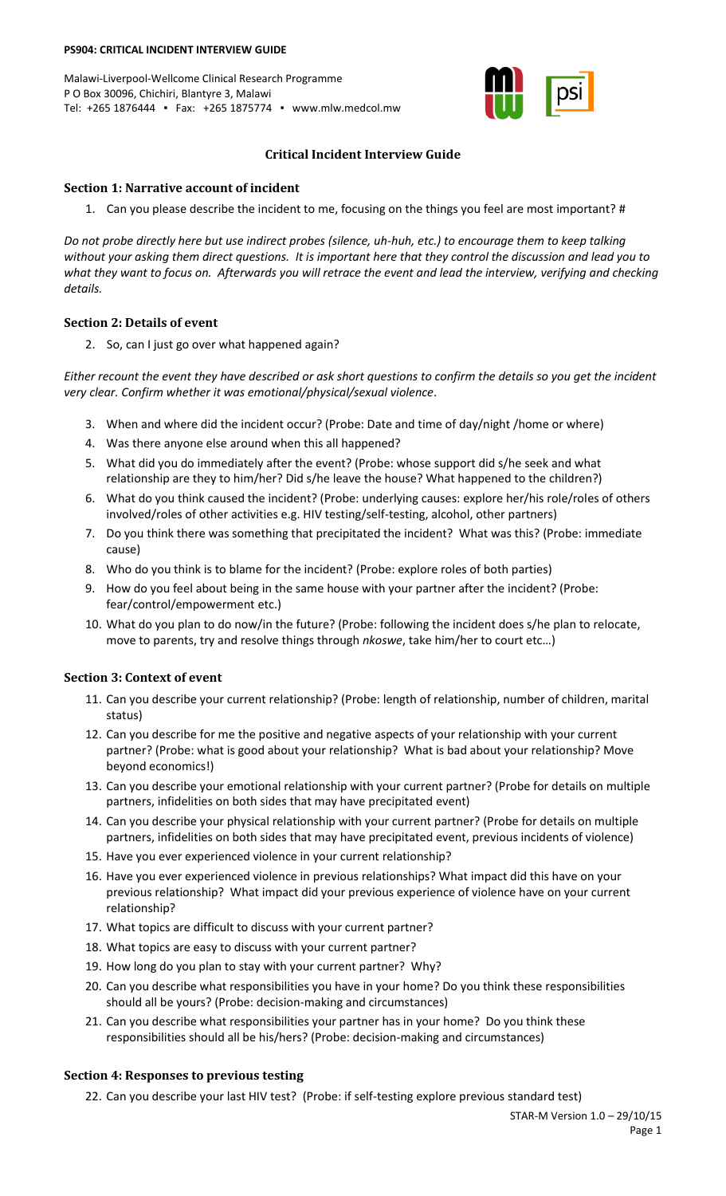**PS904: CRITICAL INCIDENT INTERVIEW GUIDE**

Malawi-Liverpool-Wellcome Clinical Research Programme
P O Box 30096, Chichiri, Blantyre 3, Malawi
Tel: +265 1876444 ▪ Fax: +265 1875774 ▪ www.mlw.medcol.mw

# Critical Incident Interview Guide

## Section 1: Narrative account of incident

1. Can you please describe the incident to me, focusing on the things you feel are most important? #

*Do not probe directly here but use indirect probes (silence, uh-huh, etc.) to encourage them to keep talking without your asking them direct questions. It is important here that they control the discussion and lead you to what they want to focus on. Afterwards you will retrace the event and lead the interview, verifying and checking details.*

## Section 2: Details of event

2. So, can I just go over what happened again?

*Either recount the event they have described or ask short questions to confirm the details so you get the incident very clear. Confirm whether it was emotional/physical/sexual violence.*

3. When and where did the incident occur? (Probe: Date and time of day/night /home or where)
4. Was there anyone else around when this all happened?
5. What did you do immediately after the event? (Probe: whose support did s/he seek and what relationship are they to him/her? Did s/he leave the house? What happened to the children?)
6. What do you think caused the incident? (Probe: underlying causes: explore her/his role/roles of others involved/roles of other activities e.g. HIV testing/self-testing, alcohol, other partners)
7. Do you think there was something that precipitated the incident? What was this? (Probe: immediate cause)
8. Who do you think is to blame for the incident? (Probe: explore roles of both parties)
9. How do you feel about being in the same house with your partner after the incident? (Probe: fear/control/empowerment etc.)
10. What do you plan to do now/in the future? (Probe: following the incident does s/he plan to relocate, move to parents, try and resolve things through *nkoswe*, take him/her to court etc…)

## Section 3: Context of event

11. Can you describe your current relationship? (Probe: length of relationship, number of children, marital status)
12. Can you describe for me the positive and negative aspects of your relationship with your current partner? (Probe: what is good about your relationship? What is bad about your relationship? Move beyond economics!)
13. Can you describe your emotional relationship with your current partner? (Probe for details on multiple partners, infidelities on both sides that may have precipitated event)
14. Can you describe your physical relationship with your current partner? (Probe for details on multiple partners, infidelities on both sides that may have precipitated event, previous incidents of violence)
15. Have you ever experienced violence in your current relationship?
16. Have you ever experienced violence in previous relationships? What impact did this have on your previous relationship? What impact did your previous experience of violence have on your current relationship?
17. What topics are difficult to discuss with your current partner?
18. What topics are easy to discuss with your current partner?
19. How long do you plan to stay with your current partner? Why?
20. Can you describe what responsibilities you have in your home? Do you think these responsibilities should all be yours? (Probe: decision-making and circumstances)
21. Can you describe what responsibilities your partner has in your home? Do you think these responsibilities should all be his/hers? (Probe: decision-making and circumstances)

## Section 4: Responses to previous testing

22. Can you describe your last HIV test? (Probe: if self-testing explore previous standard test)

STAR-M Version 1.0 – 29/10/15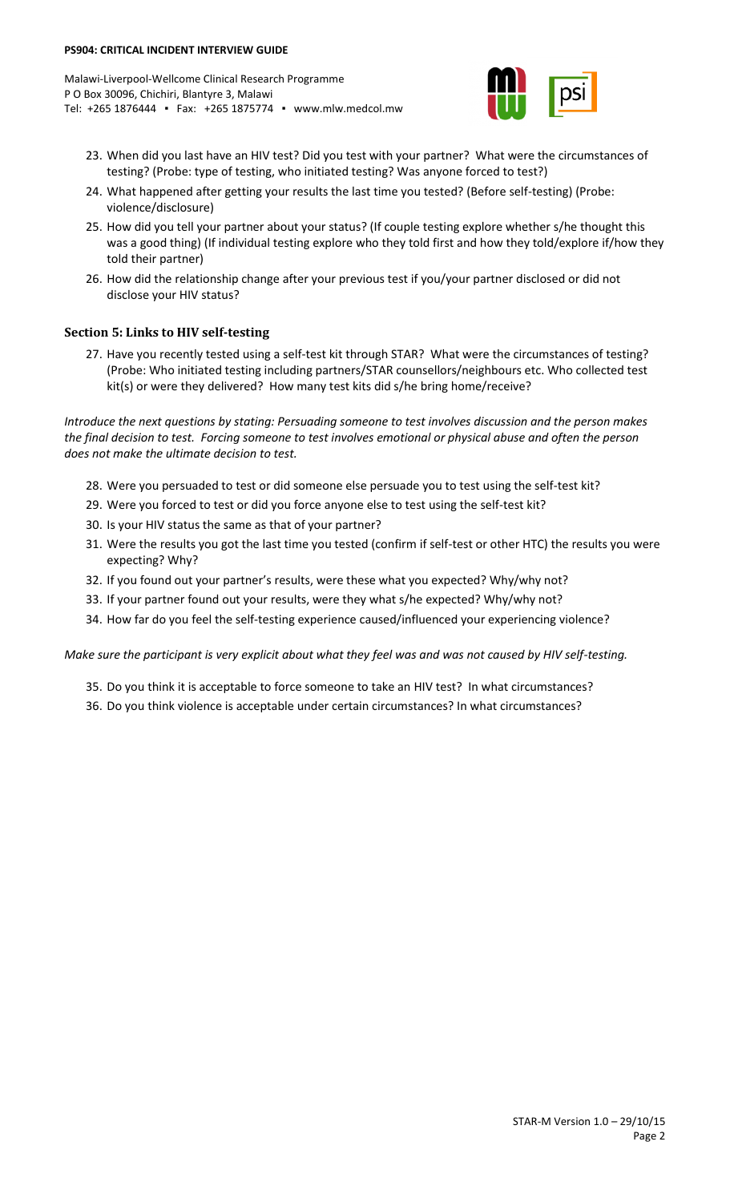23. When did you last have an HIV test? Did you test with your partner? What were the circumstances of testing? (Probe: type of testing, who initiated testing? Was anyone forced to test?)
24. What happened after getting your results the last time you tested? (Before self-testing) (Probe: violence/disclosure)
25. How did you tell your partner about your status? (If couple testing explore whether s/he thought this was a good thing) (If individual testing explore who they told first and how they told/explore if/how they told their partner)
26. How did the relationship change after your previous test if you/your partner disclosed or did not disclose your HIV status?

### Section 5: Links to HIV self-testing

27. Have you recently tested using a self-test kit through STAR? What were the circumstances of testing? (Probe: Who initiated testing including partners/STAR counsellors/neighbours etc. Who collected test kit(s) or were they delivered? How many test kits did s/he bring home/receive?

*Introduce the next questions by stating: Persuading someone to test involves discussion and the person makes the final decision to test. Forcing someone to test involves emotional or physical abuse and often the person does not make the ultimate decision to test.*

28. Were you persuaded to test or did someone else persuade you to test using the self-test kit?
29. Were you forced to test or did you force anyone else to test using the self-test kit?
30. Is your HIV status the same as that of your partner?
31. Were the results you got the last time you tested (confirm if self-test or other HTC) the results you were expecting? Why?
32. If you found out your partner's results, were these what you expected? Why/why not?
33. If your partner found out your results, were they what s/he expected? Why/why not?
34. How far do you feel the self-testing experience caused/influenced your experiencing violence?

*Make sure the participant is very explicit about what they feel was and was not caused by HIV self-testing.*

35. Do you think it is acceptable to force someone to take an HIV test? In what circumstances?
36. Do you think violence is acceptable under certain circumstances? In what circumstances?